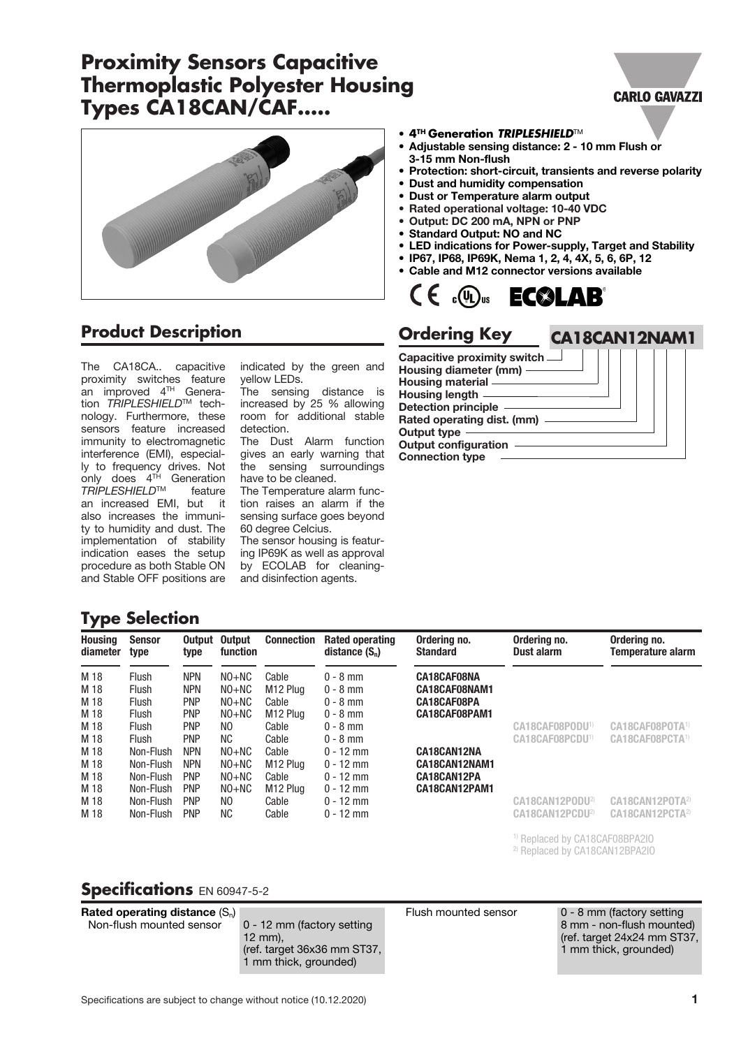# Proximity Sensors Capacitive Thermoplastic Polyester Housing Types CA18CAN/CAF.....

CARLO GAVAZZI

- **4TH Generation *TRIPLESHIELD*™**
- **Adjustable sensing distance: 2 - 10 mm Flush or 3-15 mm Non-flush**
- **Protection: short-circuit, transients and reverse polarity**
- **Dust and humidity compensation**
- **Dust or Temperature alarm output**
- **Rated operational voltage: 10-40 VDC**
- **Output: DC 200 mA, NPN or PNP**
- **Standard Output: NO and NC**
- **LED indications for Power-supply, Target and Stability**
- **IP67, IP68, IP69K, Nema 1, 2, 4, 4X, 5, 6, 6P, 12**
- **Cable and M12 connector versions available**

CE cULus ECOLAB

## Product Description

The CA18CA.. capacitive proximity switches feature an improved 4TH Generation *TRIPLESHIELD*™ technology. Furthermore, these sensors feature increased immunity to electromagnetic interference (EMI), especially to frequency drives. Not only does 4TH Generation *TRIPLESHIELD*™ feature an increased EMI, but it also increases the immunity to humidity and dust. The implementation of stability indication eases the setup procedure as both Stable ON and Stable OFF positions are indicated by the green and yellow LEDs.

The sensing distance is increased by 25 % allowing room for additional stable detection.

The Dust Alarm function gives an early warning that the sensing surroundings have to be cleaned.

The Temperature alarm function raises an alarm if the sensing surface goes beyond 60 degree Celcius.

The sensor housing is featuring IP69K as well as approval by ECOLAB for cleaning- and disinfection agents.

## Ordering Key

**CA18CAN12NAM1**

- Capacitive proximity switch
- Housing diameter (mm)
- Housing material
- Housing length
- Detection principle
- Rated operating dist. (mm)
- Output type
- Output configuration
- Connection type

## Type Selection

| Housing diameter | Sensor type | Output type | Output function | Connection | Rated operating distance ($S_n$) | Ordering no. Standard | Ordering no. Dust alarm | Ordering no. Temperature alarm |
|---|---|---|---|---|---|---|---|---|
| M 18 | Flush | NPN | NO+NC | Cable | 0 - 8 mm | CA18CAF08NA | | |
| M 18 | Flush | NPN | NO+NC | M12 Plug | 0 - 8 mm | CA18CAF08NAM1 | | |
| M 18 | Flush | PNP | NO+NC | Cable | 0 - 8 mm | CA18CAF08PA | | |
| M 18 | Flush | PNP | NO+NC | M12 Plug | 0 - 8 mm | CA18CAF08PAM1 | | |
| M 18 | Flush | PNP | NO | Cable | 0 - 8 mm | | CA18CAF08PODU[1] | CA18CAF08POTA[1] |
| M 18 | Flush | PNP | NC | Cable | 0 - 8 mm | | CA18CAF08PCDU[1] | CA18CAF08PCTA[1] |
| M 18 | Non-Flush | NPN | NO+NC | Cable | 0 - 12 mm | CA18CAN12NA | | |
| M 18 | Non-Flush | NPN | NO+NC | M12 Plug | 0 - 12 mm | CA18CAN12NAM1 | | |
| M 18 | Non-Flush | PNP | NO+NC | Cable | 0 - 12 mm | CA18CAN12PA | | |
| M 18 | Non-Flush | PNP | NO+NC | M12 Plug | 0 - 12 mm | CA18CAN12PAM1 | | |
| M 18 | Non-Flush | PNP | NO | Cable | 0 - 12 mm | | CA18CAN12PODU[2] | CA18CAN12POTA[2] |
| M 18 | Non-Flush | PNP | NC | Cable | 0 - 12 mm | | CA18CAN12PCDU[2] | CA18CAN12PCTA[2] |

[1] Replaced by CA18CAF08BPA2IO
[2] Replaced by CA18CAN12BPA2IO

## Specifications EN 60947-5-2

| | | | |
|---|---|---|---|
| **Rated operating distance** ($S_n$) Non-flush mounted sensor | 0 - 12 mm (factory setting 12 mm), (ref. target 36x36 mm ST37, 1 mm thick, grounded) | Flush mounted sensor | 0 - 8 mm (factory setting 8 mm - non-flush mounted) (ref. target 24x24 mm ST37, 1 mm thick, grounded) |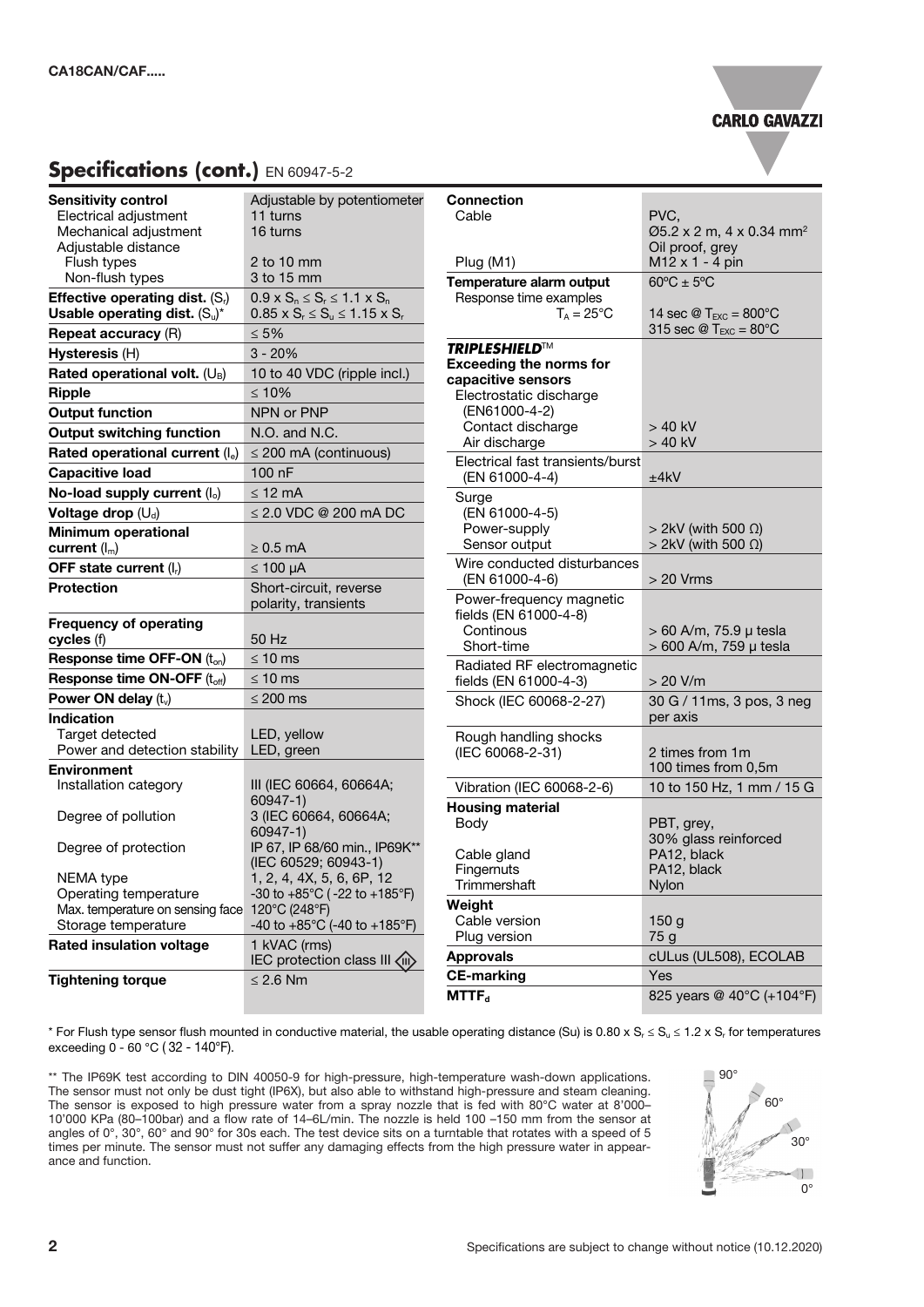## Specifications (cont.) EN 60947-5-2

| | |
|---|---|
| **Sensitivity control** | Adjustable by potentiometer |
| Electrical adjustment | 11 turns |
| Mechanical adjustment | 16 turns |
| Adjustable distance | |
| Flush types | 2 to 10 mm |
| Non-flush types | 3 to 15 mm |
| **Effective operating dist.** ($S_r$) | $0.9 \times S_n \leq S_r \leq 1.1 \times S_n$ |
| **Usable operating dist.** ($S_u$)* | $0.85 \times S_r \leq S_u \leq 1.15 \times S_r$ |
| **Repeat accuracy** (R) | ≤ 5% |
| **Hysteresis** (H) | 3 - 20% |
| **Rated operational volt.** ($U_B$) | 10 to 40 VDC (ripple incl.) |
| **Ripple** | ≤ 10% |
| **Output function** | NPN or PNP |
| **Output switching function** | N.O. and N.C. |
| **Rated operational current** ($I_e$) | ≤ 200 mA (continuous) |
| **Capacitive load** | 100 nF |
| **No-load supply current** ($I_o$) | ≤ 12 mA |
| **Voltage drop** ($U_d$) | ≤ 2.0 VDC @ 200 mA DC |
| **Minimum operational current** ($I_m$) | ≥ 0.5 mA |
| **OFF state current** ($I_r$) | ≤ 100 µA |
| **Protection** | Short-circuit, reverse polarity, transients |
| **Frequency of operating cycles** (f) | 50 Hz |
| **Response time OFF-ON** ($t_{on}$) | ≤ 10 ms |
| **Response time ON-OFF** ($t_{off}$) | ≤ 10 ms |
| **Power ON delay** ($t_v$) | ≤ 200 ms |
| **Indication** | |
| Target detected | LED, yellow |
| Power and detection stability | LED, green |
| **Environment** | |
| Installation category | III (IEC 60664, 60664A; 60947-1) |
| Degree of pollution | 3 (IEC 60664, 60664A; 60947-1) |
| Degree of protection | IP 67, IP 68/60 min., IP69K** (IEC 60529; 60943-1) |
| NEMA type | 1, 2, 4, 4X, 5, 6, 6P, 12 |
| Operating temperature | -30 to +85°C ( -22 to +185°F) |
| Max. temperature on sensing face | 120°C (248°F) |
| Storage temperature | -40 to +85°C (-40 to +185°F) |
| **Rated insulation voltage** | 1 kVAC (rms) IEC protection class III |
| **Tightening torque** | ≤ 2.6 Nm |

| | |
|---|---|
| **Connection** | |
| Cable | PVC, Ø5.2 x 2 m, 4 x 0.34 mm² Oil proof, grey |
| Plug (M1) | M12 x 1 - 4 pin |
| **Temperature alarm output** | 60°C ± 5°C |
| Response time examples $T_A = 25°C$ | 14 sec @ $T_{EXC}$ = 800°C<br>315 sec @ $T_{EXC}$ = 80°C |
| ***TRIPLESHIELD***™ **Exceeding the norms for capacitive sensors** | |
| Electrostatic discharge (EN61000-4-2) | |
| Contact discharge | > 40 kV |
| Air discharge | > 40 kV |
| Electrical fast transients/burst (EN 61000-4-4) | ±4kV |
| Surge (EN 61000-4-5) | |
| Power-supply | > 2kV (with 500 Ω) |
| Sensor output | > 2kV (with 500 Ω) |
| Wire conducted disturbances (EN 61000-4-6) | > 20 Vrms |
| Power-frequency magnetic fields (EN 61000-4-8) | |
| Continous | > 60 A/m, 75.9 µ tesla |
| Short-time | > 600 A/m, 759 µ tesla |
| Radiated RF electromagnetic fields (EN 61000-4-3) | > 20 V/m |
| Shock (IEC 60068-2-27) | 30 G / 11ms, 3 pos, 3 neg per axis |
| Rough handling shocks (IEC 60068-2-31) | 2 times from 1m<br>100 times from 0,5m |
| Vibration (IEC 60068-2-6) | 10 to 150 Hz, 1 mm / 15 G |
| **Housing material** | |
| Body | PBT, grey, 30% glass reinforced |
| Cable gland | PA12, black |
| Fingernuts | PA12, black |
| Trimmershaft | Nylon |
| **Weight** | |
| Cable version | 150 g |
| Plug version | 75 g |
| **Approvals** | cULus (UL508), ECOLAB |
| **CE-marking** | Yes |
| **MTTF$_d$** | 825 years @ 40°C (+104°F) |

* For Flush type sensor flush mounted in conductive material, the usable operating distance (Su) is $0.80 \times S_r \leq S_u \leq 1.2 \times S_r$ for temperatures exceeding 0 - 60 °C ( 32 - 140°F).

** The IP69K test according to DIN 40050-9 for high-pressure, high-temperature wash-down applications. The sensor must not only be dust tight (IP6X), but also able to withstand high-pressure and steam cleaning. The sensor is exposed to high pressure water from a spray nozzle that is fed with 80°C water at 8'000–10'000 KPa (80–100bar) and a flow rate of 14–6L/min. The nozzle is held 100 –150 mm from the sensor at angles of 0°, 30°, 60° and 90° for 30s each. The test device sits on a turntable that rotates with a speed of 5 times per minute. The sensor must not suffer any damaging effects from the high pressure water in appearance and function.

90°
60°
30°
0°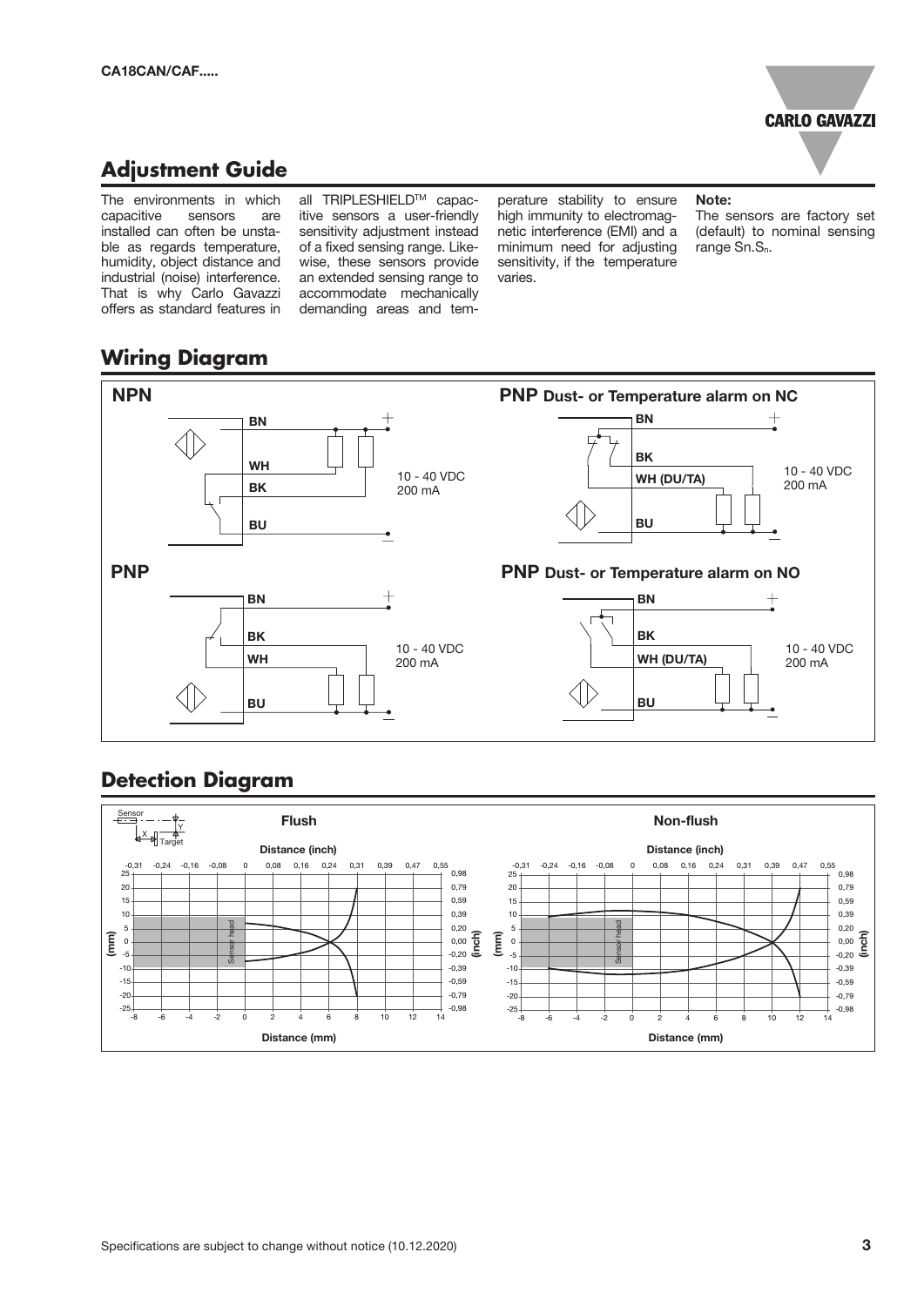## Adjustment Guide

The environments in which capacitive sensors are installed can often be unstable as regards temperature, humidity, object distance and industrial (noise) interference. That is why Carlo Gavazzi offers as standard features in all TRIPLESHIELD™ capacitive sensors a user-friendly sensitivity adjustment instead of a fixed sensing range. Likewise, these sensors provide an extended sensing range to accommodate mechanically demanding areas and temperature stability to ensure high immunity to electromagnetic interference (EMI) and a minimum need for adjusting sensitivity, if the temperature varies.

**Note:**
The sensors are factory set (default) to nominal sensing range $Sn.S_n$.

## Wiring Diagram

**NPN**

BN
WH
BK
BU
+
−
10 - 40 VDC
200 mA

**PNP Dust- or Temperature alarm on NC**

BN
BK
WH (DU/TA)
BU
+
−
10 - 40 VDC
200 mA

**PNP**

BN
BK
WH
BU
+
−
10 - 40 VDC
200 mA

**PNP Dust- or Temperature alarm on NO**

BN
BK
WH (DU/TA)
BU
+
−
10 - 40 VDC
200 mA

## Detection Diagram

Sensor
X
Y
Target

**Flush**

Distance (inch)
-0,31 -0,24 -0,16 -0,08 0 0,08 0,16 0,24 0,31 0,39 0,47 0,55
(mm)
25 20 15 10 5 0 -5 -10 -15 -20 -25
(inch)
0,98 0,79 0,59 0,39 0,20 0,00 -0,20 -0,39 -0,59 -0,79 -0,98
Sensor head
-8 -6 -4 -2 0 2 4 6 8 10 12 14
Distance (mm)

**Non-flush**

Distance (inch)
-0,31 -0,24 -0,16 -0,08 0 0,08 0,16 0,24 0,31 0,39 0,47 0,55
(mm)
25 20 15 10 5 0 -5 -10 -15 -20 -25
(inch)
0,98 0,79 0,59 0,39 0,20 0,00 -0,20 -0,39 -0,59 -0,79 -0,98
Sensor head
-8 -6 -4 -2 0 2 4 6 8 10 12 14
Distance (mm)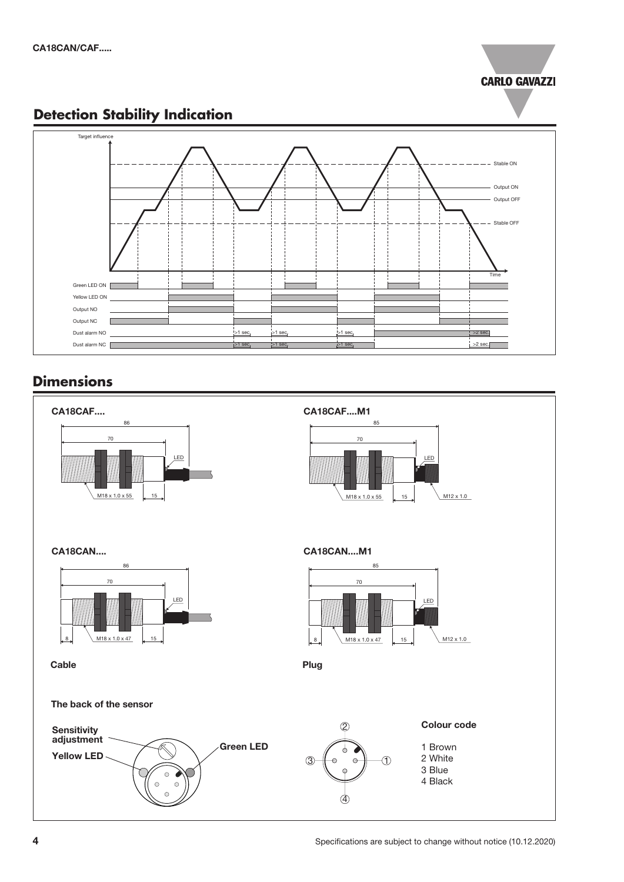## Detection Stability Indication

Target influence

Stable ON

Output ON

Output OFF

Stable OFF

Time

Green LED ON

Yellow LED ON

Output NO

Output NC

Dust alarm NO

Dust alarm NC

>1 sec

>1 sec

>1 sec

>2 sec.

## Dimensions

**CA18CAF....**

86

70

LED

M18 x 1.0 x 55

15

**CA18CAF....M1**

85

70

LED

M18 x 1.0 x 55

15

M12 x 1.0

**CA18CAN....**

86

70

LED

8

M18 x 1.0 x 47

15

**CA18CAN....M1**

85

70

LED

8

M18 x 1.0 x 47

15

M12 x 1.0

**Cable**

**Plug**

**The back of the sensor**

**Sensitivity adjustment**

**Yellow LED**

**Green LED**

②

③

①

④

**Colour code**

1 Brown
2 White
3 Blue
4 Black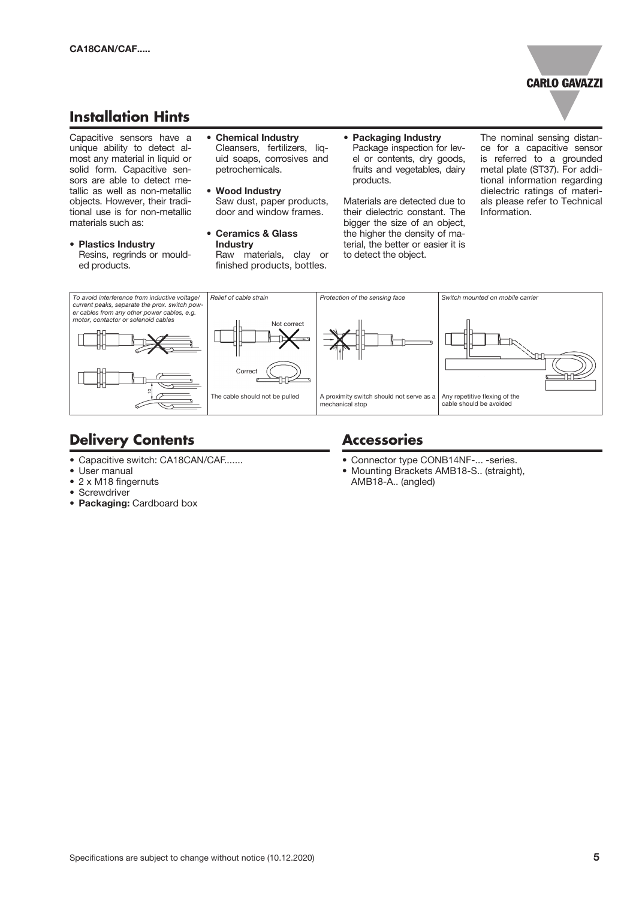## Installation Hints

Capacitive sensors have a unique ability to detect almost any material in liquid or solid form. Capacitive sensors are able to detect metallic as well as non-metallic objects. However, their traditional use is for non-metallic materials such as:

- **Plastics Industry**
  Resins, regrinds or moulded products.
- **Chemical Industry**
  Cleansers, fertilizers, liquid soaps, corrosives and petrochemicals.
- **Wood Industry**
  Saw dust, paper products, door and window frames.
- **Ceramics & Glass Industry**
  Raw materials, clay or finished products, bottles.
- **Packaging Industry**
  Package inspection for level or contents, dry goods, fruits and vegetables, dairy products.

Materials are detected due to their dielectric constant. The bigger the size of an object, the higher the density of material, the better or easier it is to detect the object.

The nominal sensing distance for a capacitive sensor is referred to a grounded metal plate (ST37). For additional information regarding dielectric ratings of materials please refer to Technical Information.

*To avoid interference from inductive voltage/current peaks, separate the prox. switch power cables from any other power cables, e.g. motor, contactor or solenoid cables*

10

*Relief of cable strain*

Not correct

Correct

The cable should not be pulled

*Protection of the sensing face*

A proximity switch should not serve as a mechanical stop

*Switch mounted on mobile carrier*

Any repetitive flexing of the cable should be avoided

## Delivery Contents

- Capacitive switch: CA18CAN/CAF.......
- User manual
- 2 x M18 fingernuts
- Screwdriver
- **Packaging:** Cardboard box

## Accessories

- Connector type CONB14NF-... -series.
- Mounting Brackets AMB18-S.. (straight), AMB18-A.. (angled)